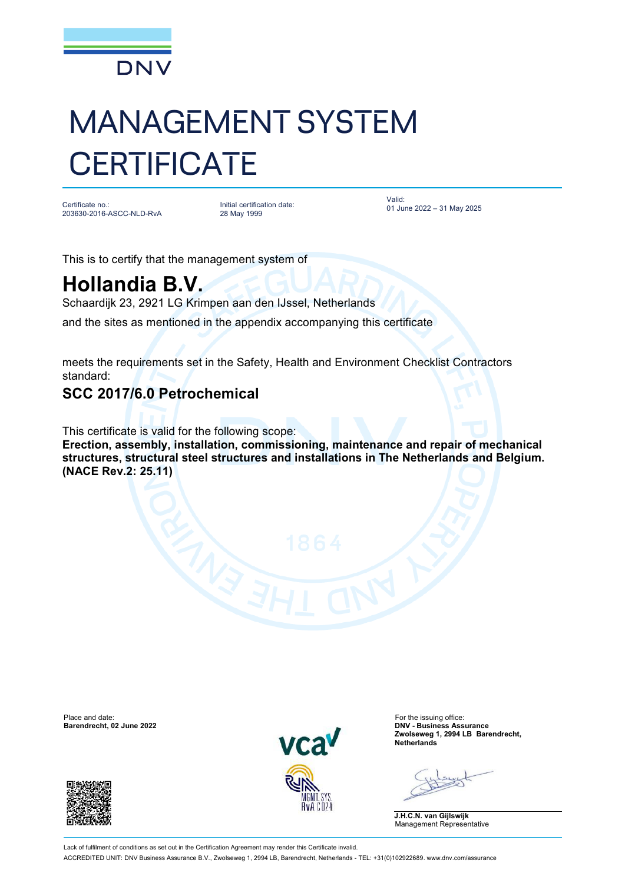DNV

# MANAGEMENT SYSTEM CERTIFICATE

Certificate no.:
203630-2016-ASCC-NLD-RvA

Initial certification date:
28 May 1999

Valid:
01 June 2022 – 31 May 2025

This is to certify that the management system of

## Hollandia B.V.

Schaardijk 23, 2921 LG Krimpen aan den IJssel, Netherlands

and the sites as mentioned in the appendix accompanying this certificate

meets the requirements set in the Safety, Health and Environment Checklist Contractors standard:

### SCC 2017/6.0 Petrochemical

This certificate is valid for the following scope:

**Erection, assembly, installation, commissioning, maintenance and repair of mechanical structures, structural steel structures and installations in The Netherlands and Belgium. (NACE Rev.2: 25.11)**

Place and date:
**Barendrecht, 02 June 2022**

For the issuing office:
**DNV - Business Assurance**
**Zwolseweg 1, 2994 LB Barendrecht, Netherlands**

**J.H.C.N. van Gijlswijk**
Management Representative

vca

RvA MGMT. SYS. RvA C 024

Lack of fulfilment of conditions as set out in the Certification Agreement may render this Certificate invalid.

ACCREDITED UNIT: DNV Business Assurance B.V., Zwolseweg 1, 2994 LB, Barendrecht, Netherlands - TEL: +31(0)102922689. www.dnv.com/assurance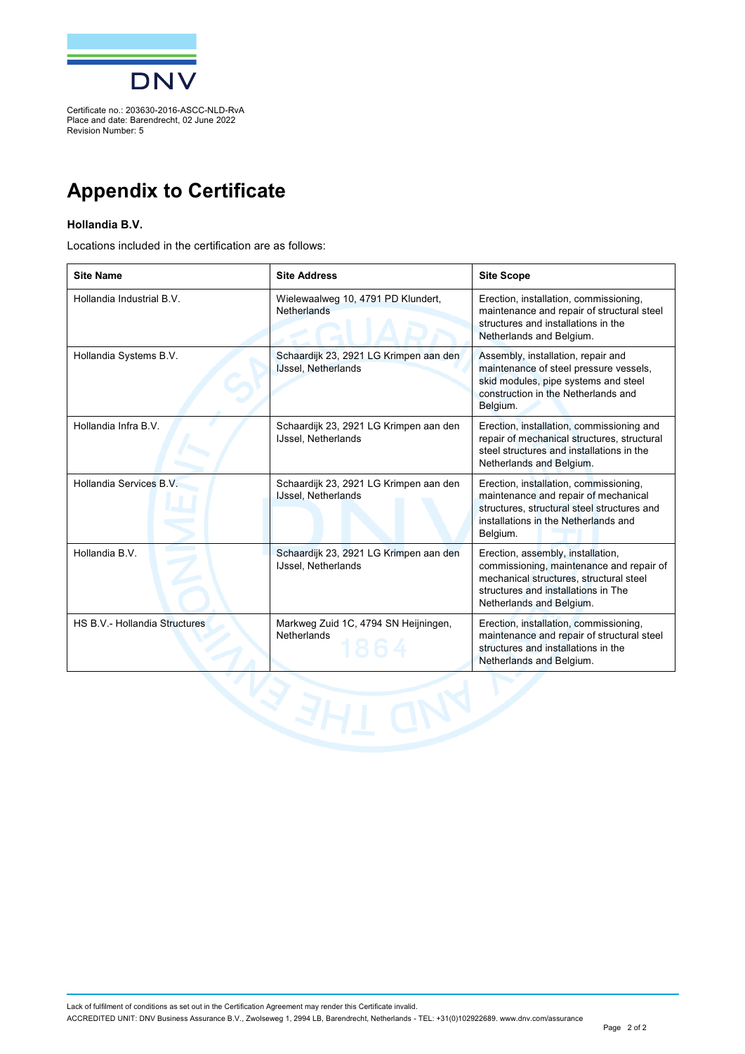Certificate no.: 203630-2016-ASCC-NLD-RvA
Place and date: Barendrecht, 02 June 2022
Revision Number: 5

# Appendix to Certificate

**Hollandia B.V.**

Locations included in the certification are as follows:

| Site Name | Site Address | Site Scope |
|---|---|---|
| Hollandia Industrial B.V. | Wielewaalweg 10, 4791 PD Klundert, Netherlands | Erection, installation, commissioning, maintenance and repair of structural steel structures and installations in the Netherlands and Belgium. |
| Hollandia Systems B.V. | Schaardijk 23, 2921 LG Krimpen aan den IJssel, Netherlands | Assembly, installation, repair and maintenance of steel pressure vessels, skid modules, pipe systems and steel construction in the Netherlands and Belgium. |
| Hollandia Infra B.V. | Schaardijk 23, 2921 LG Krimpen aan den IJssel, Netherlands | Erection, installation, commissioning and repair of mechanical structures, structural steel structures and installations in the Netherlands and Belgium. |
| Hollandia Services B.V. | Schaardijk 23, 2921 LG Krimpen aan den IJssel, Netherlands | Erection, installation, commissioning, maintenance and repair of mechanical structures, structural steel structures and installations in the Netherlands and Belgium. |
| Hollandia B.V. | Schaardijk 23, 2921 LG Krimpen aan den IJssel, Netherlands | Erection, assembly, installation, commissioning, maintenance and repair of mechanical structures, structural steel structures and installations in The Netherlands and Belgium. |
| HS B.V.- Hollandia Structures | Markweg Zuid 1C, 4794 SN Heijningen, Netherlands | Erection, installation, commissioning, maintenance and repair of structural steel structures and installations in the Netherlands and Belgium. |

Lack of fulfilment of conditions as set out in the Certification Agreement may render this Certificate invalid.

ACCREDITED UNIT: DNV Business Assurance B.V., Zwolseweg 1, 2994 LB, Barendrecht, Netherlands - TEL: +31(0)102922689. www.dnv.com/assurance